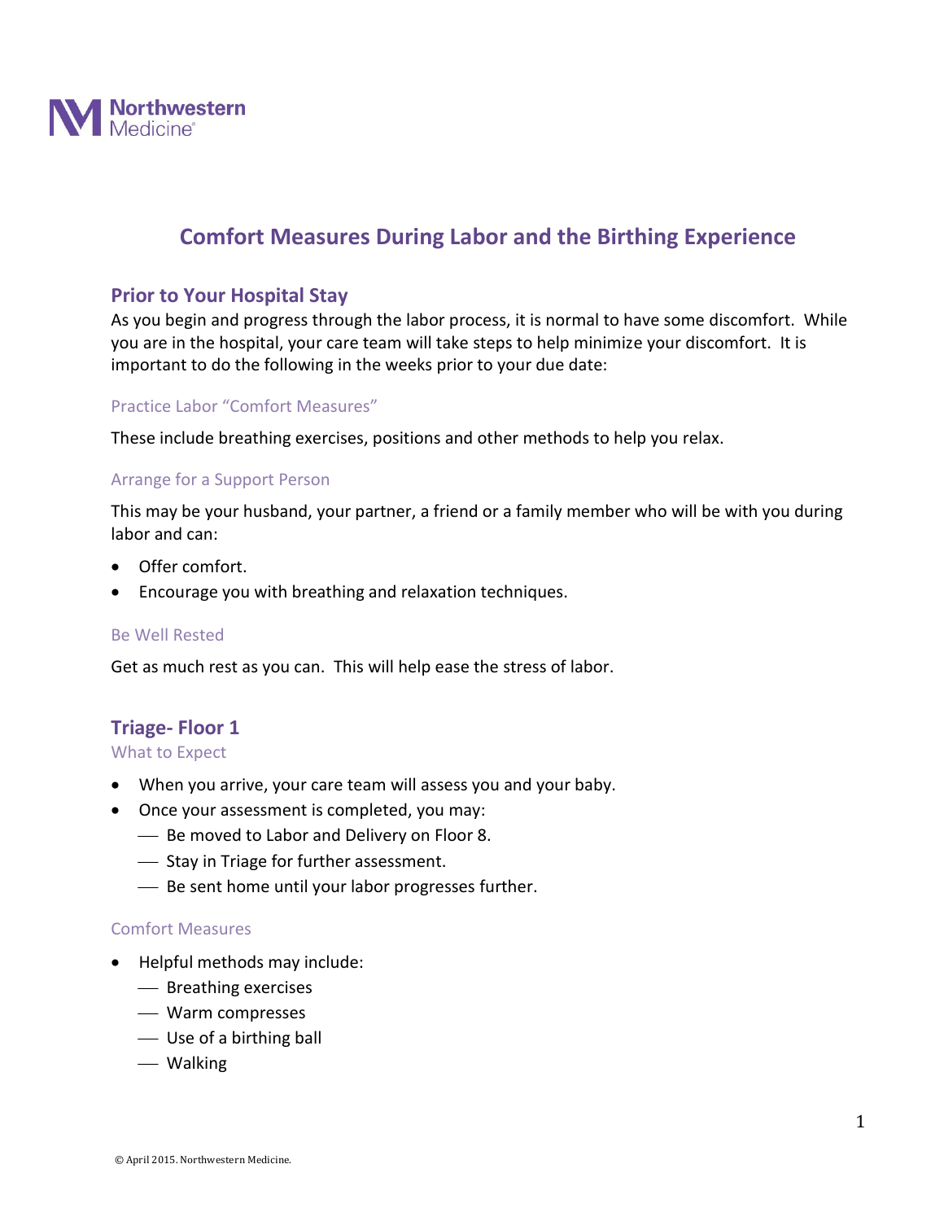Northwestern Medicine

# Comfort Measures During Labor and the Birthing Experience

## Prior to Your Hospital Stay

As you begin and progress through the labor process, it is normal to have some discomfort. While you are in the hospital, your care team will take steps to help minimize your discomfort. It is important to do the following in the weeks prior to your due date:

### Practice Labor "Comfort Measures"

These include breathing exercises, positions and other methods to help you relax.

### Arrange for a Support Person

This may be your husband, your partner, a friend or a family member who will be with you during labor and can:

- Offer comfort.
- Encourage you with breathing and relaxation techniques.

### Be Well Rested

Get as much rest as you can. This will help ease the stress of labor.

## Triage- Floor 1

### What to Expect

- When you arrive, your care team will assess you and your baby.
- Once your assessment is completed, you may:
  - Be moved to Labor and Delivery on Floor 8.
  - Stay in Triage for further assessment.
  - Be sent home until your labor progresses further.

### Comfort Measures

- Helpful methods may include:
  - Breathing exercises
  - Warm compresses
  - Use of a birthing ball
  - Walking

© April 2015. Northwestern Medicine.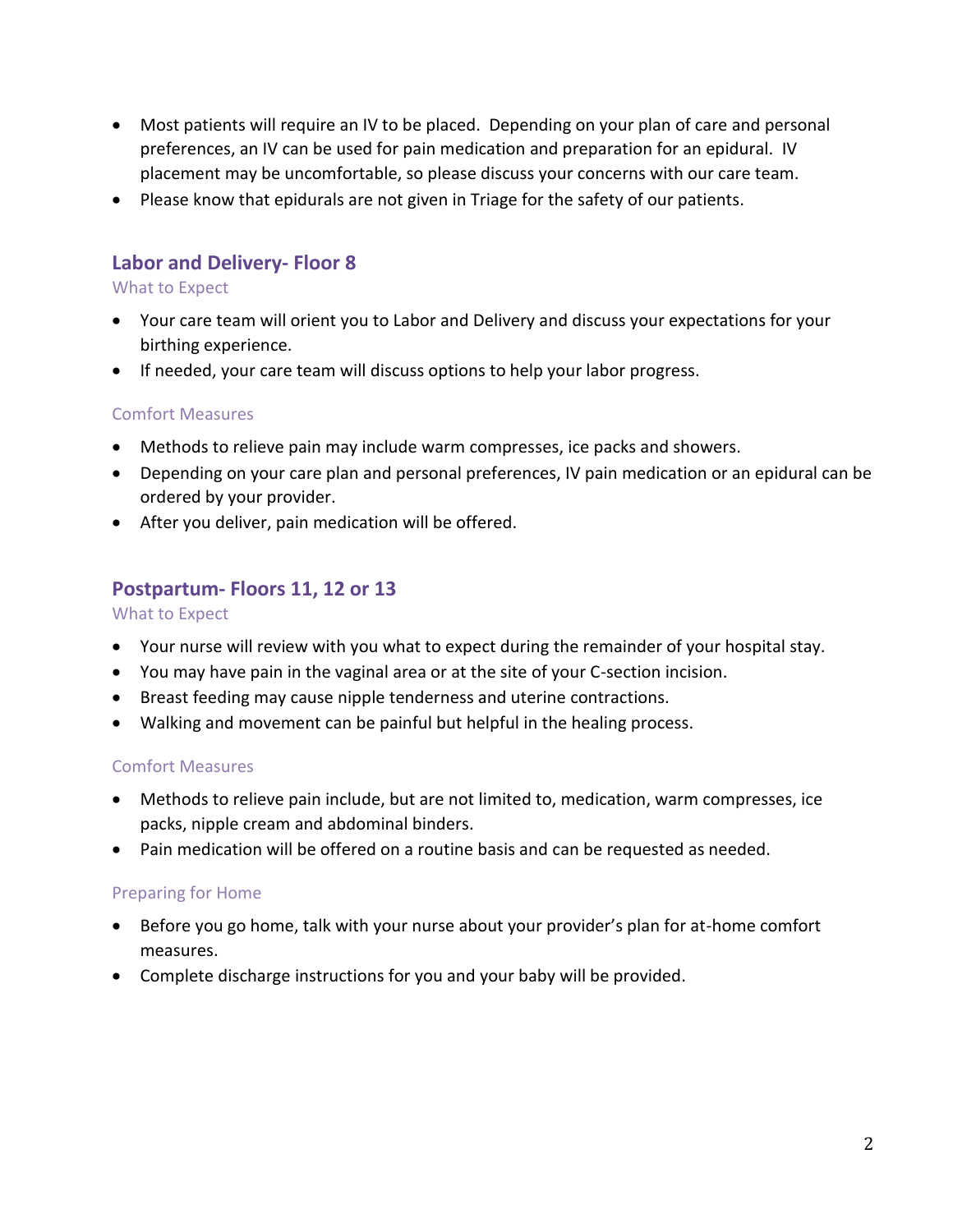- Most patients will require an IV to be placed.  Depending on your plan of care and personal preferences, an IV can be used for pain medication and preparation for an epidural.  IV placement may be uncomfortable, so please discuss your concerns with our care team.
- Please know that epidurals are not given in Triage for the safety of our patients.

## Labor and Delivery- Floor 8

### What to Expect

- Your care team will orient you to Labor and Delivery and discuss your expectations for your birthing experience.
- If needed, your care team will discuss options to help your labor progress.

### Comfort Measures

- Methods to relieve pain may include warm compresses, ice packs and showers.
- Depending on your care plan and personal preferences, IV pain medication or an epidural can be ordered by your provider.
- After you deliver, pain medication will be offered.

## Postpartum- Floors 11, 12 or 13

### What to Expect

- Your nurse will review with you what to expect during the remainder of your hospital stay.
- You may have pain in the vaginal area or at the site of your C-section incision.
- Breast feeding may cause nipple tenderness and uterine contractions.
- Walking and movement can be painful but helpful in the healing process.

### Comfort Measures

- Methods to relieve pain include, but are not limited to, medication, warm compresses, ice packs, nipple cream and abdominal binders.
- Pain medication will be offered on a routine basis and can be requested as needed.

### Preparing for Home

- Before you go home, talk with your nurse about your provider's plan for at-home comfort measures.
- Complete discharge instructions for you and your baby will be provided.